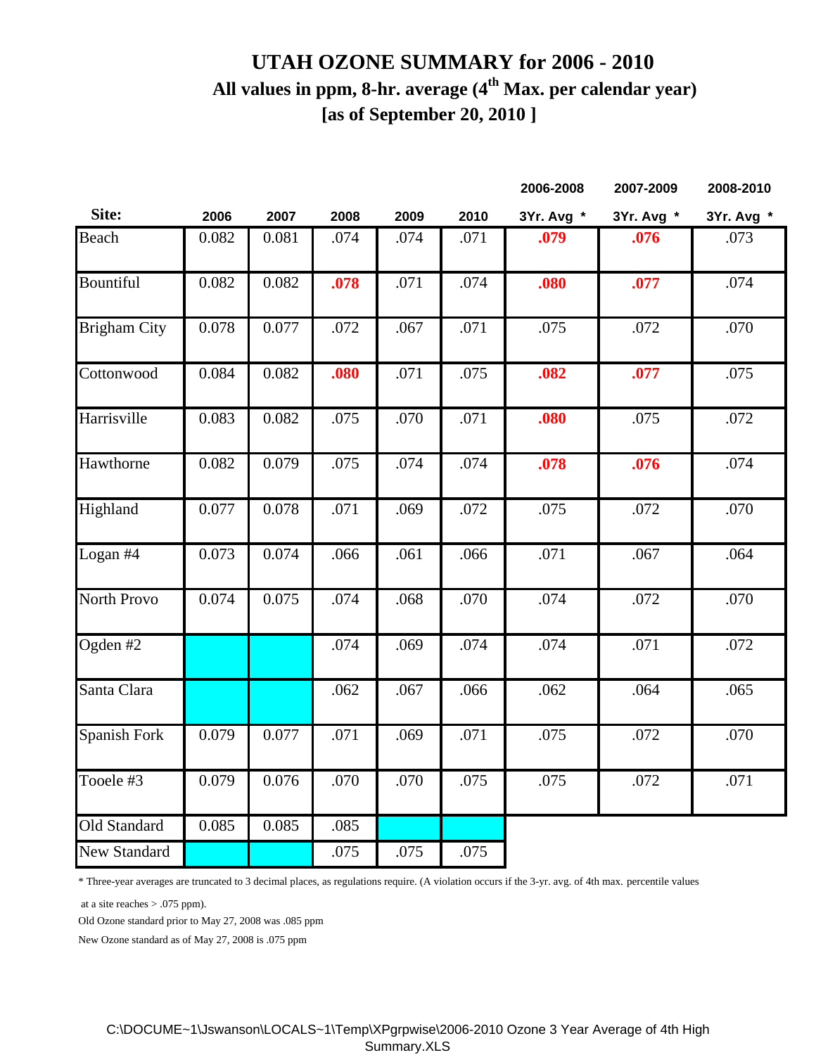# UTAH OZONE SUMMARY for 2006 - 2010

## All values in ppm, 8-hr. average (4th Max. per calendar year)

## [as of September 20, 2010 ]

| Site: | 2006 | 2007 | 2008 | 2009 | 2010 | 2006-2008 3Yr. Avg * | 2007-2009 3Yr. Avg * | 2008-2010 3Yr. Avg * |
|---|---|---|---|---|---|---|---|---|
| Beach | 0.082 | 0.081 | .074 | .074 | .071 | **.079** | **.076** | .073 |
| Bountiful | 0.082 | 0.082 | **.078** | .071 | .074 | **.080** | **.077** | .074 |
| Brigham City | 0.078 | 0.077 | .072 | .067 | .071 | .075 | .072 | .070 |
| Cottonwood | 0.084 | 0.082 | **.080** | .071 | .075 | **.082** | **.077** | .075 |
| Harrisville | 0.083 | 0.082 | .075 | .070 | .071 | **.080** | .075 | .072 |
| Hawthorne | 0.082 | 0.079 | .075 | .074 | .074 | **.078** | **.076** | .074 |
| Highland | 0.077 | 0.078 | .071 | .069 | .072 | .075 | .072 | .070 |
| Logan #4 | 0.073 | 0.074 | .066 | .061 | .066 | .071 | .067 | .064 |
| North Provo | 0.074 | 0.075 | .074 | .068 | .070 | .074 | .072 | .070 |
| Ogden #2 | | | .074 | .069 | .074 | .074 | .071 | .072 |
| Santa Clara | | | .062 | .067 | .066 | .062 | .064 | .065 |
| Spanish Fork | 0.079 | 0.077 | .071 | .069 | .071 | .075 | .072 | .070 |
| Tooele #3 | 0.079 | 0.076 | .070 | .070 | .075 | .075 | .072 | .071 |
| Old Standard | 0.085 | 0.085 | .085 | | | | | |
| New Standard | | | .075 | .075 | .075 | | | |

\* Three-year averages are truncated to 3 decimal places, as regulations require. (A violation occurs if the 3-yr. avg. of 4th max. percentile values at a site reaches > .075 ppm).

Old Ozone standard prior to May 27, 2008 was .085 ppm

New Ozone standard as of May 27, 2008 is .075 ppm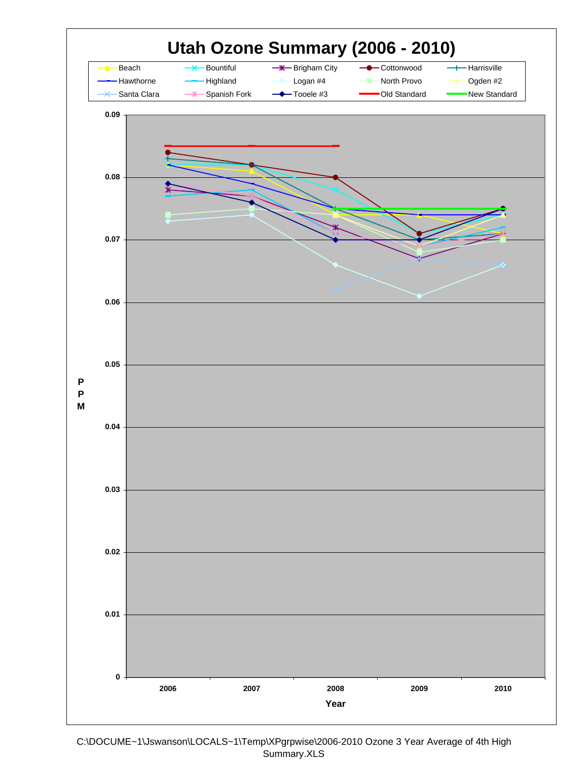# Utah Ozone Summary (2006 - 2010)

Beach
Bountiful
Brigham City
Cottonwood
Harrisville
Hawthorne
Highland
Logan #4
North Provo
Ogden #2
Santa Clara
Spanish Fork
Tooele #3
Old Standard
New Standard

0.09
0.08
0.07
0.06
0.05
0.04
0.03
0.02
0.01
0

PPM

2006
2007
2008
2009
2010

Year

C:\DOCUME~1\Jswanson\LOCALS~1\Temp\XPgrpwise\2006-2010 Ozone 3 Year Average of 4th High Summary.XLS